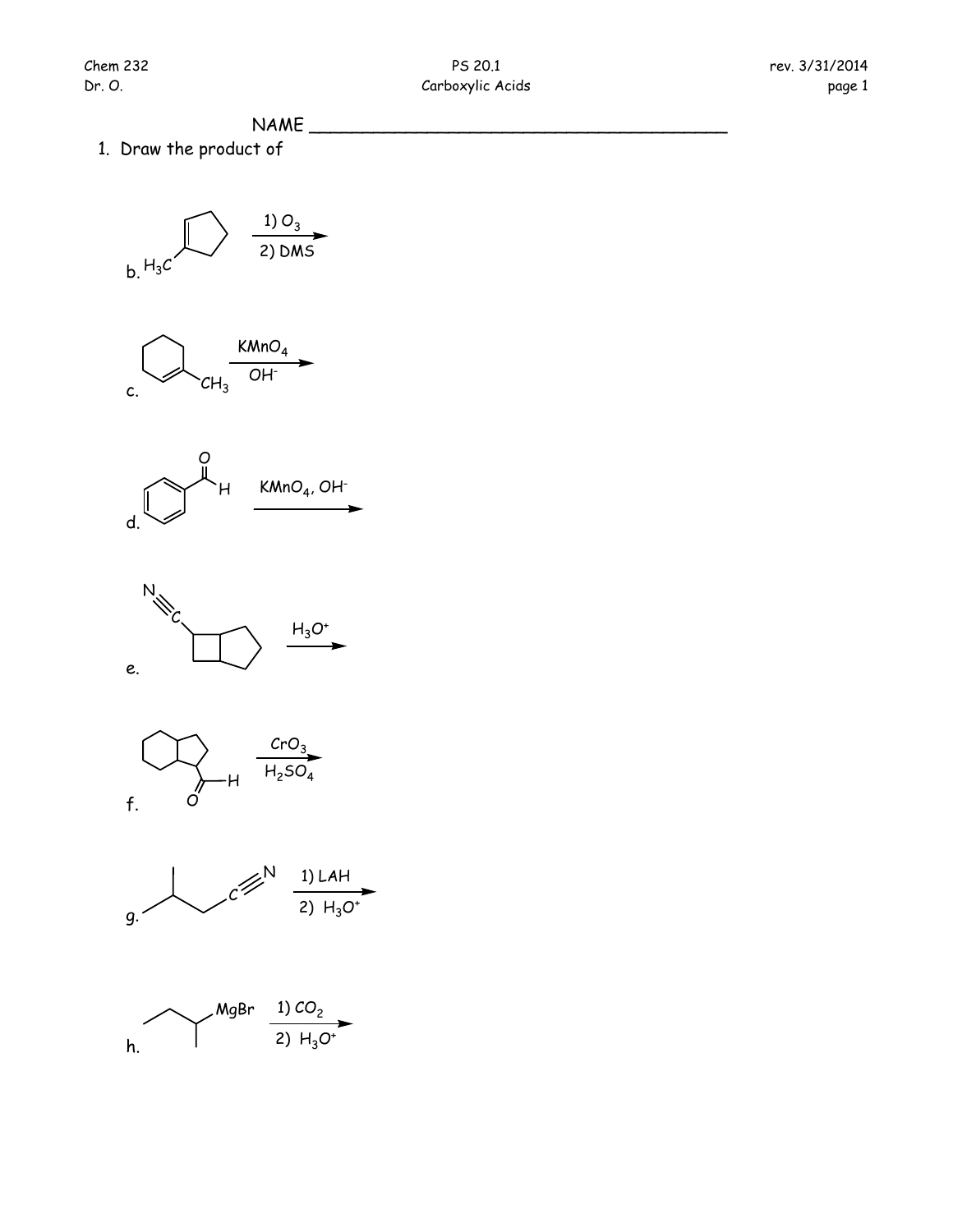NAME ________________________________________

1. Draw the product of

b. $H_3C$ (1-methylcyclopentene) $\xrightarrow[\text{2) DMS}]{\text{1) } O_3}$

c. (1-methylcyclohexene, $CH_3$) $\xrightarrow[OH^-]{KMnO_4}$

d. (benzaldehyde, O, H) $\xrightarrow{KMnO_4,\ OH^-}$

e. (N≡C– on bicyclic ring) $\xrightarrow{H_3O^+}$

f. (bicyclic ring with –C(=O)H) $\xrightarrow[H_2SO_4]{CrO_3}$

g. (C≡N) $\xrightarrow[\text{2) } H_3O^+]{\text{1) LAH}}$

h. (MgBr) $\xrightarrow[\text{2) } H_3O^+]{\text{1) } CO_2}$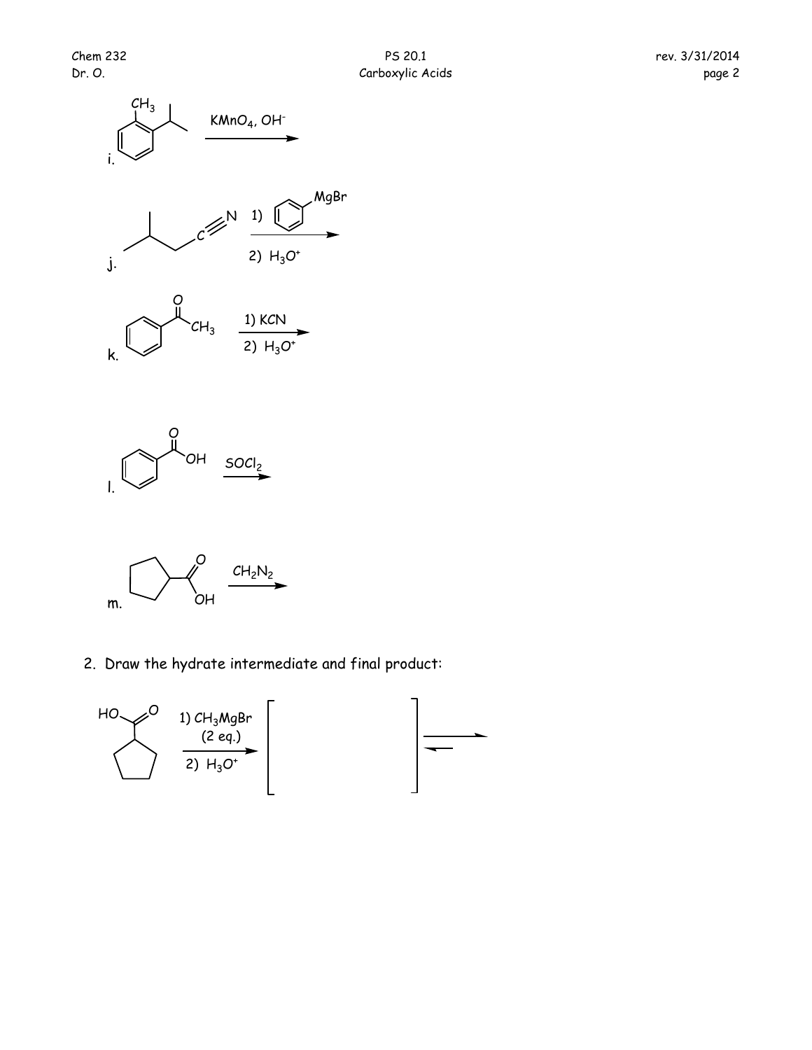i. $KMnO_4$, $OH^-$ →

j. 1) PhMgBr; 2) $H_3O^+$ →

k. 1) KCN; 2) $H_3O^+$ →

l. $SOCl_2$ →

m. $CH_2N_2$ →

2. Draw the hydrate intermediate and final product:

1) $CH_3MgBr$ (2 eq.); 2) $H_3O^+$ → [ ] ⇌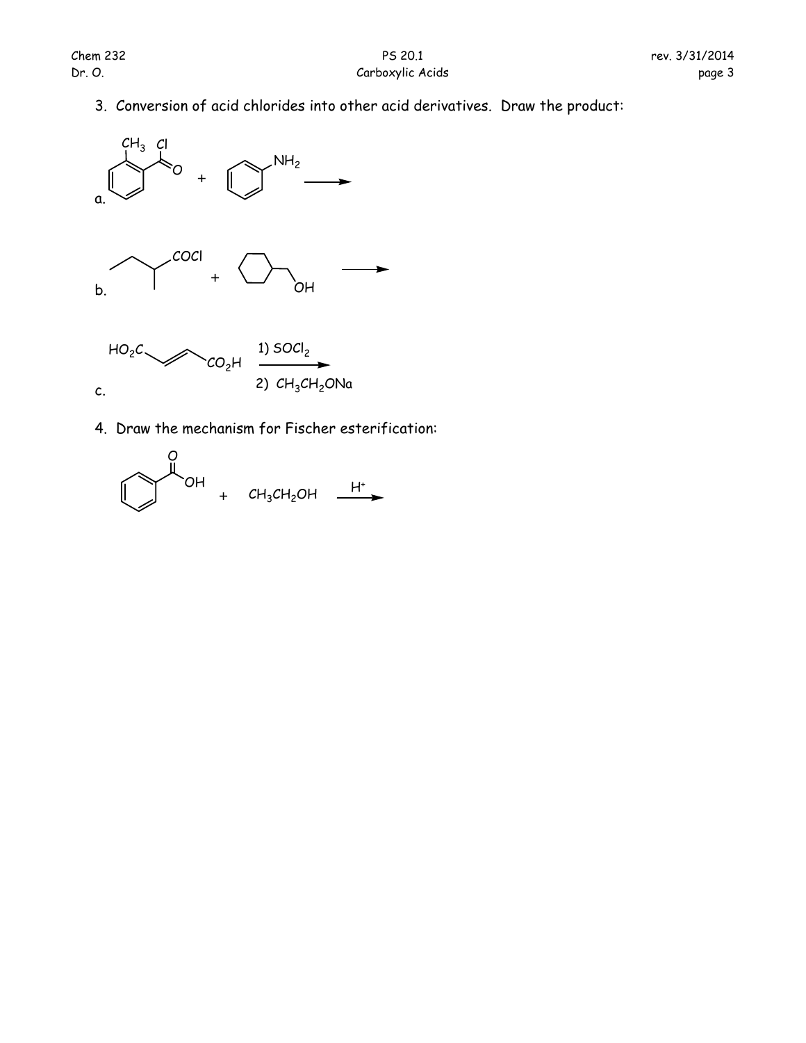3. Conversion of acid chlorides into other acid derivatives. Draw the product:

a. + $NH_2$ →

b. COCl + OH →

c. $HO_2C$ $CO_2H$ 1) $SOCl_2$ 2) $CH_3CH_2ONa$ →

4. Draw the mechanism for Fischer esterification:

OH + $CH_3CH_2OH$ $\xrightarrow{H^+}$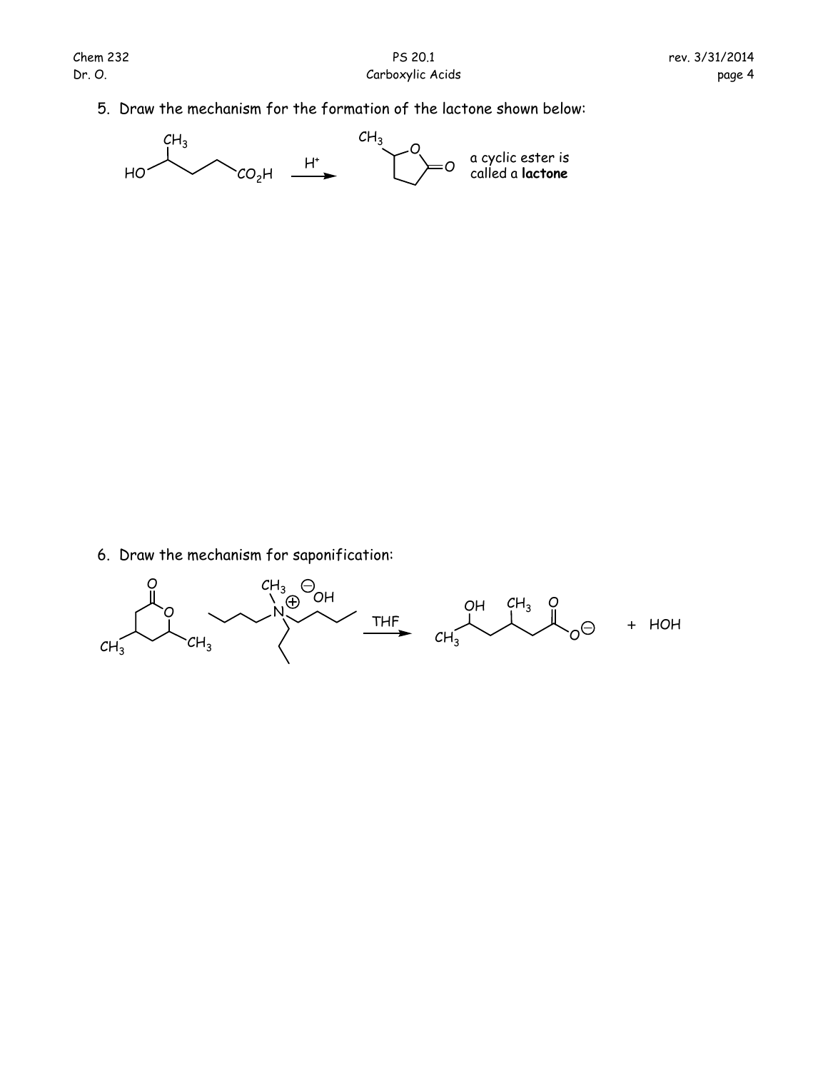5. Draw the mechanism for the formation of the lactone shown below:

a cyclic ester is called a **lactone**

6. Draw the mechanism for saponification: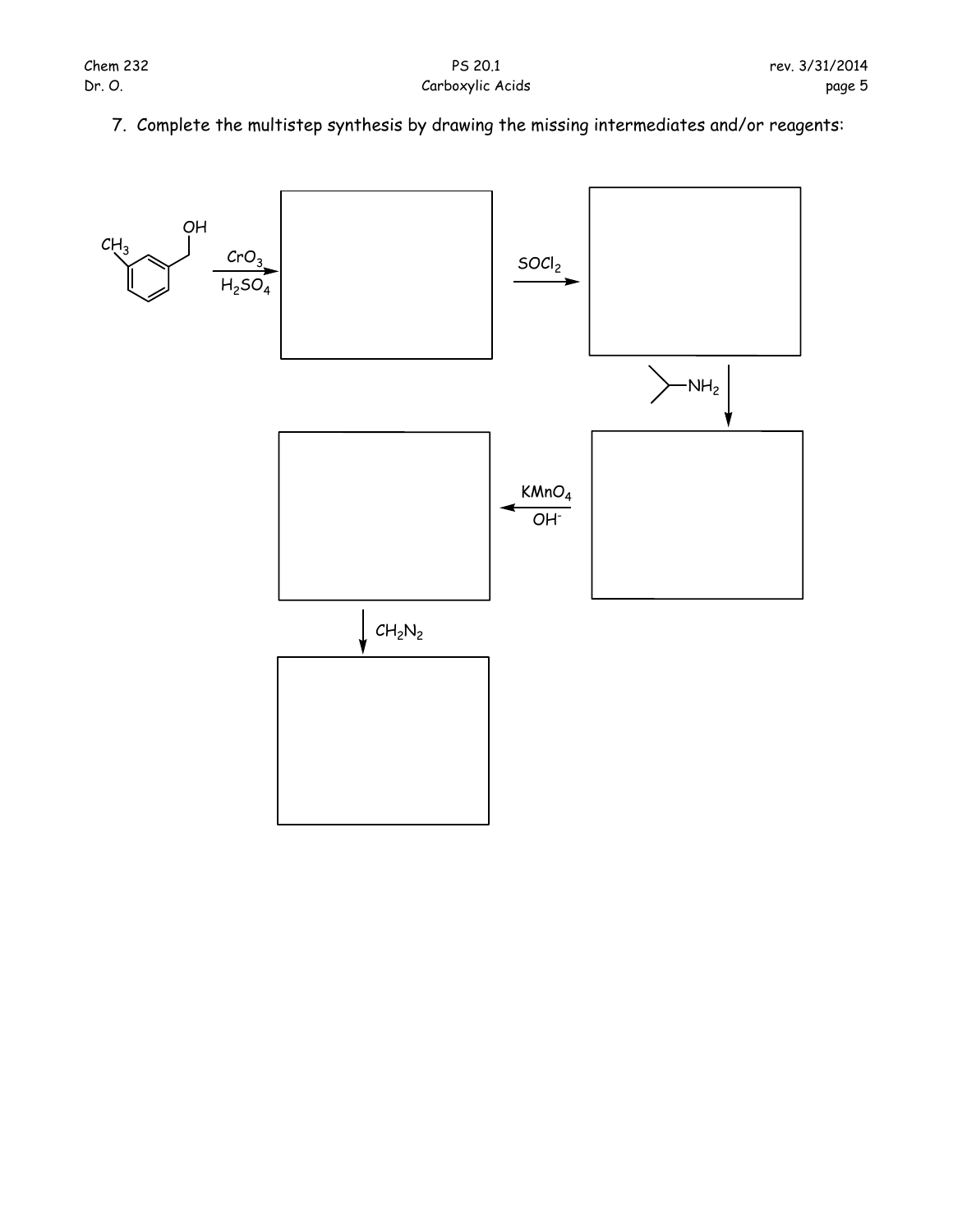7. Complete the multistep synthesis by drawing the missing intermediates and/or reagents:

$CH_3$

OH

$CrO_3$

$H_2SO_4$

$SOCl_2$

$-NH_2$

$KMnO_4$

$OH^-$

$CH_2N_2$